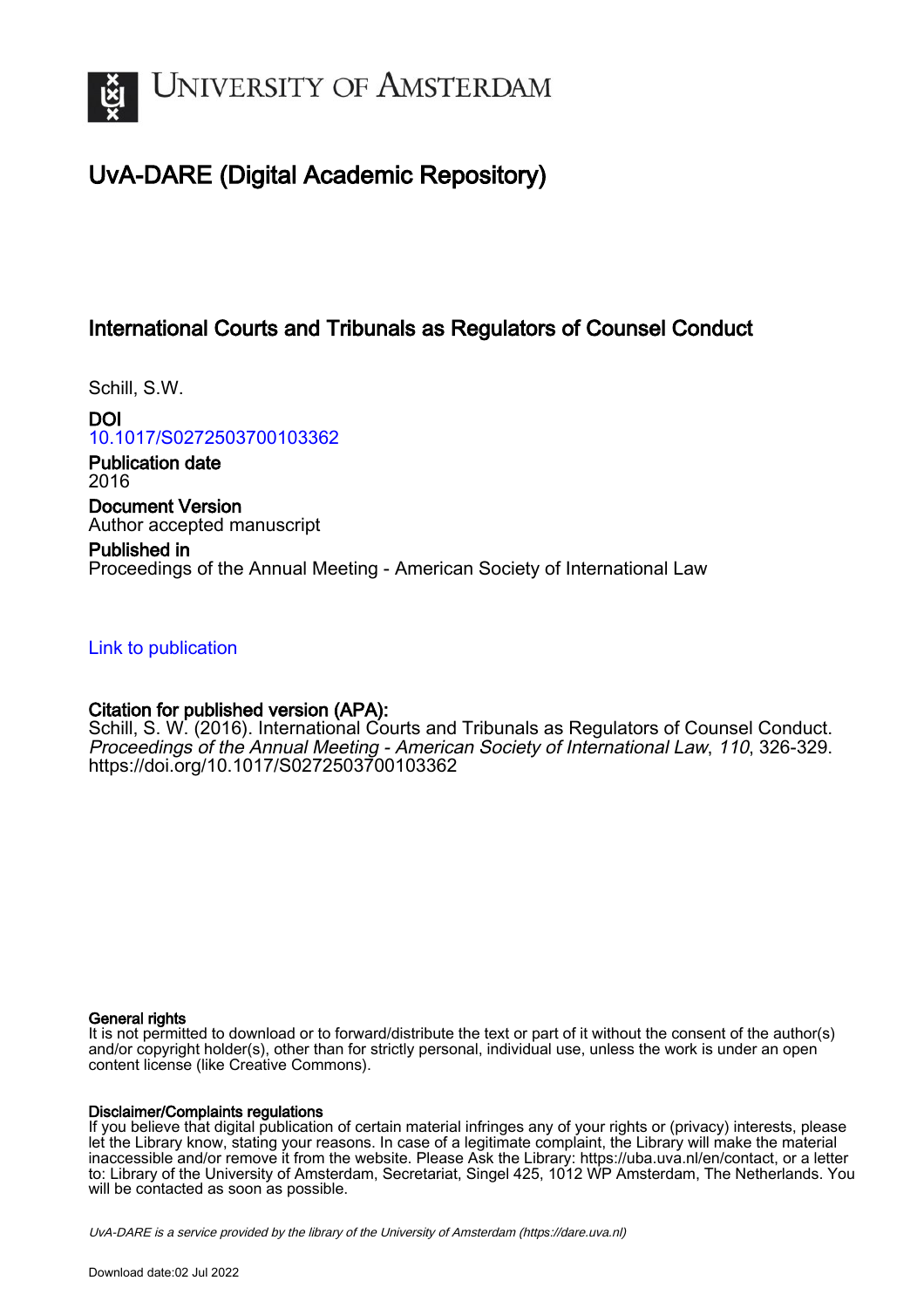# UvA-DARE (Digital Academic Repository)

## International Courts and Tribunals as Regulators of Counsel Conduct

Schill, S.W.

**DOI**
10.1017/S0272503700103362

**Publication date**
2016

**Document Version**
Author accepted manuscript

**Published in**
Proceedings of the Annual Meeting - American Society of International Law

Link to publication

**Citation for published version (APA):**
Schill, S. W. (2016). International Courts and Tribunals as Regulators of Counsel Conduct. *Proceedings of the Annual Meeting - American Society of International Law*, *110*, 326-329. https://doi.org/10.1017/S0272503700103362

**General rights**
It is not permitted to download or to forward/distribute the text or part of it without the consent of the author(s) and/or copyright holder(s), other than for strictly personal, individual use, unless the work is under an open content license (like Creative Commons).

**Disclaimer/Complaints regulations**
If you believe that digital publication of certain material infringes any of your rights or (privacy) interests, please let the Library know, stating your reasons. In case of a legitimate complaint, the Library will make the material inaccessible and/or remove it from the website. Please Ask the Library: https://uba.uva.nl/en/contact, or a letter to: Library of the University of Amsterdam, Secretariat, Singel 425, 1012 WP Amsterdam, The Netherlands. You will be contacted as soon as possible.

*UvA-DARE is a service provided by the library of the University of Amsterdam (https://dare.uva.nl)*

Download date:02 Jul 2022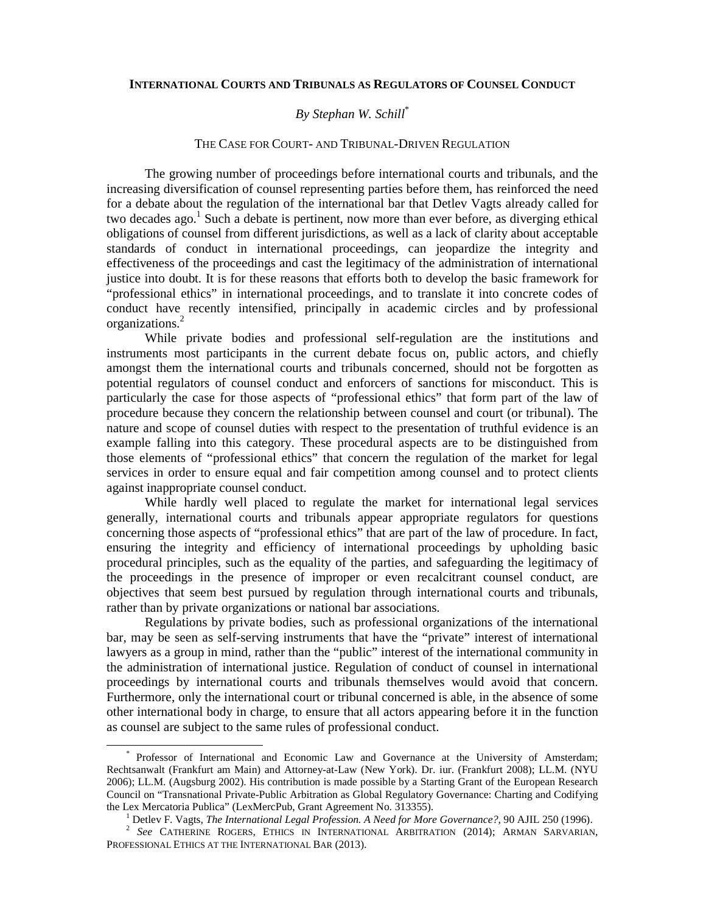**INTERNATIONAL COURTS AND TRIBUNALS AS REGULATORS OF COUNSEL CONDUCT**

*By Stephan W. Schill*[*]

THE CASE FOR COURT- AND TRIBUNAL-DRIVEN REGULATION

The growing number of proceedings before international courts and tribunals, and the increasing diversification of counsel representing parties before them, has reinforced the need for a debate about the regulation of the international bar that Detlev Vagts already called for two decades ago.[1] Such a debate is pertinent, now more than ever before, as diverging ethical obligations of counsel from different jurisdictions, as well as a lack of clarity about acceptable standards of conduct in international proceedings, can jeopardize the integrity and effectiveness of the proceedings and cast the legitimacy of the administration of international justice into doubt. It is for these reasons that efforts both to develop the basic framework for "professional ethics" in international proceedings, and to translate it into concrete codes of conduct have recently intensified, principally in academic circles and by professional organizations.[2]

While private bodies and professional self-regulation are the institutions and instruments most participants in the current debate focus on, public actors, and chiefly amongst them the international courts and tribunals concerned, should not be forgotten as potential regulators of counsel conduct and enforcers of sanctions for misconduct. This is particularly the case for those aspects of "professional ethics" that form part of the law of procedure because they concern the relationship between counsel and court (or tribunal). The nature and scope of counsel duties with respect to the presentation of truthful evidence is an example falling into this category. These procedural aspects are to be distinguished from those elements of "professional ethics" that concern the regulation of the market for legal services in order to ensure equal and fair competition among counsel and to protect clients against inappropriate counsel conduct.

While hardly well placed to regulate the market for international legal services generally, international courts and tribunals appear appropriate regulators for questions concerning those aspects of "professional ethics" that are part of the law of procedure. In fact, ensuring the integrity and efficiency of international proceedings by upholding basic procedural principles, such as the equality of the parties, and safeguarding the legitimacy of the proceedings in the presence of improper or even recalcitrant counsel conduct, are objectives that seem best pursued by regulation through international courts and tribunals, rather than by private organizations or national bar associations.

Regulations by private bodies, such as professional organizations of the international bar, may be seen as self-serving instruments that have the "private" interest of international lawyers as a group in mind, rather than the "public" interest of the international community in the administration of international justice. Regulation of conduct of counsel in international proceedings by international courts and tribunals themselves would avoid that concern. Furthermore, only the international court or tribunal concerned is able, in the absence of some other international body in charge, to ensure that all actors appearing before it in the function as counsel are subject to the same rules of professional conduct.

---

[*] Professor of International and Economic Law and Governance at the University of Amsterdam; Rechtsanwalt (Frankfurt am Main) and Attorney-at-Law (New York). Dr. iur. (Frankfurt 2008); LL.M. (NYU 2006); LL.M. (Augsburg 2002). His contribution is made possible by a Starting Grant of the European Research Council on "Transnational Private-Public Arbitration as Global Regulatory Governance: Charting and Codifying the Lex Mercatoria Publica" (LexMercPub, Grant Agreement No. 313355).

[1] Detlev F. Vagts, *The International Legal Profession. A Need for More Governance?*, 90 AJIL 250 (1996).

[2] *See* CATHERINE ROGERS, ETHICS IN INTERNATIONAL ARBITRATION (2014); ARMAN SARVARIAN, PROFESSIONAL ETHICS AT THE INTERNATIONAL BAR (2013).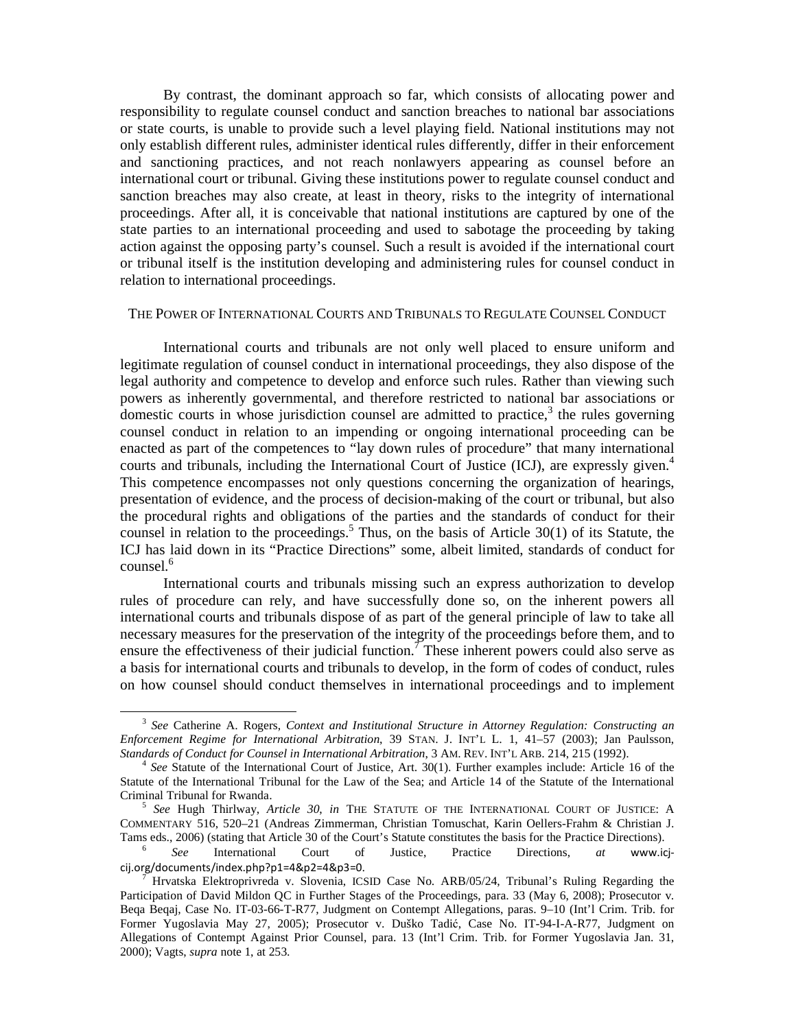By contrast, the dominant approach so far, which consists of allocating power and responsibility to regulate counsel conduct and sanction breaches to national bar associations or state courts, is unable to provide such a level playing field. National institutions may not only establish different rules, administer identical rules differently, differ in their enforcement and sanctioning practices, and not reach nonlawyers appearing as counsel before an international court or tribunal. Giving these institutions power to regulate counsel conduct and sanction breaches may also create, at least in theory, risks to the integrity of international proceedings. After all, it is conceivable that national institutions are captured by one of the state parties to an international proceeding and used to sabotage the proceeding by taking action against the opposing party's counsel. Such a result is avoided if the international court or tribunal itself is the institution developing and administering rules for counsel conduct in relation to international proceedings.

## The Power of International Courts and Tribunals to Regulate Counsel Conduct

International courts and tribunals are not only well placed to ensure uniform and legitimate regulation of counsel conduct in international proceedings, they also dispose of the legal authority and competence to develop and enforce such rules. Rather than viewing such powers as inherently governmental, and therefore restricted to national bar associations or domestic courts in whose jurisdiction counsel are admitted to practice,[3] the rules governing counsel conduct in relation to an impending or ongoing international proceeding can be enacted as part of the competences to "lay down rules of procedure" that many international courts and tribunals, including the International Court of Justice (ICJ), are expressly given.[4] This competence encompasses not only questions concerning the organization of hearings, presentation of evidence, and the process of decision-making of the court or tribunal, but also the procedural rights and obligations of the parties and the standards of conduct for their counsel in relation to the proceedings.[5] Thus, on the basis of Article 30(1) of its Statute, the ICJ has laid down in its "Practice Directions" some, albeit limited, standards of conduct for counsel.[6]

International courts and tribunals missing such an express authorization to develop rules of procedure can rely, and have successfully done so, on the inherent powers all international courts and tribunals dispose of as part of the general principle of law to take all necessary measures for the preservation of the integrity of the proceedings before them, and to ensure the effectiveness of their judicial function.[7] These inherent powers could also serve as a basis for international courts and tribunals to develop, in the form of codes of conduct, rules on how counsel should conduct themselves in international proceedings and to implement

---

[3] *See* Catherine A. Rogers, *Context and Institutional Structure in Attorney Regulation: Constructing an Enforcement Regime for International Arbitration*, 39 STAN. J. INT'L L. 1, 41–57 (2003); Jan Paulsson, *Standards of Conduct for Counsel in International Arbitration*, 3 AM. REV. INT'L ARB. 214, 215 (1992).

[4] *See* Statute of the International Court of Justice, Art. 30(1). Further examples include: Article 16 of the Statute of the International Tribunal for the Law of the Sea; and Article 14 of the Statute of the International Criminal Tribunal for Rwanda.

[5] *See* Hugh Thirlway, *Article 30*, *in* THE STATUTE OF THE INTERNATIONAL COURT OF JUSTICE: A COMMENTARY 516, 520–21 (Andreas Zimmerman, Christian Tomuschat, Karin Oellers-Frahm & Christian J. Tams eds., 2006) (stating that Article 30 of the Court's Statute constitutes the basis for the Practice Directions).

[6] *See* International Court of Justice, Practice Directions, *at* www.icj-cij.org/documents/index.php?p1=4&p2=4&p3=0.

[7] Hrvatska Elektroprivreda v. Slovenia, ICSID Case No. ARB/05/24, Tribunal's Ruling Regarding the Participation of David Mildon QC in Further Stages of the Proceedings, para. 33 (May 6, 2008); Prosecutor v. Beqa Beqaj, Case No. IT-03-66-T-R77, Judgment on Contempt Allegations, paras. 9–10 (Int'l Crim. Trib. for Former Yugoslavia May 27, 2005); Prosecutor v. Duško Tadić, Case No. IT-94-I-A-R77, Judgment on Allegations of Contempt Against Prior Counsel, para. 13 (Int'l Crim. Trib. for Former Yugoslavia Jan. 31, 2000); Vagts, *supra* note 1, at 253.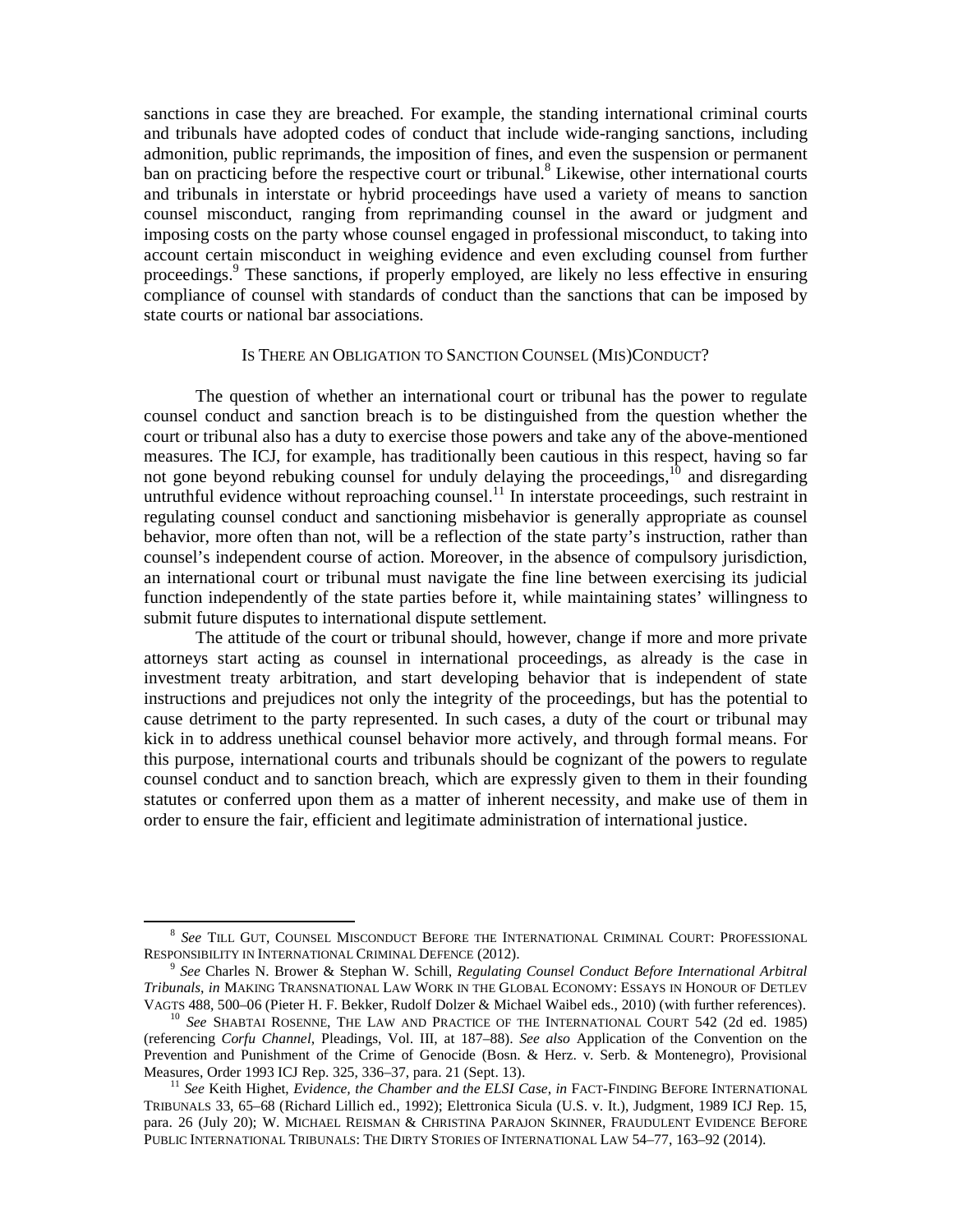sanctions in case they are breached. For example, the standing international criminal courts and tribunals have adopted codes of conduct that include wide-ranging sanctions, including admonition, public reprimands, the imposition of fines, and even the suspension or permanent ban on practicing before the respective court or tribunal.[8] Likewise, other international courts and tribunals in interstate or hybrid proceedings have used a variety of means to sanction counsel misconduct, ranging from reprimanding counsel in the award or judgment and imposing costs on the party whose counsel engaged in professional misconduct, to taking into account certain misconduct in weighing evidence and even excluding counsel from further proceedings.[9] These sanctions, if properly employed, are likely no less effective in ensuring compliance of counsel with standards of conduct than the sanctions that can be imposed by state courts or national bar associations.

## IS THERE AN OBLIGATION TO SANCTION COUNSEL (MIS)CONDUCT?

The question of whether an international court or tribunal has the power to regulate counsel conduct and sanction breach is to be distinguished from the question whether the court or tribunal also has a duty to exercise those powers and take any of the above-mentioned measures. The ICJ, for example, has traditionally been cautious in this respect, having so far not gone beyond rebuking counsel for unduly delaying the proceedings,[10] and disregarding untruthful evidence without reproaching counsel.[11] In interstate proceedings, such restraint in regulating counsel conduct and sanctioning misbehavior is generally appropriate as counsel behavior, more often than not, will be a reflection of the state party's instruction, rather than counsel's independent course of action. Moreover, in the absence of compulsory jurisdiction, an international court or tribunal must navigate the fine line between exercising its judicial function independently of the state parties before it, while maintaining states' willingness to submit future disputes to international dispute settlement.

The attitude of the court or tribunal should, however, change if more and more private attorneys start acting as counsel in international proceedings, as already is the case in investment treaty arbitration, and start developing behavior that is independent of state instructions and prejudices not only the integrity of the proceedings, but has the potential to cause detriment to the party represented. In such cases, a duty of the court or tribunal may kick in to address unethical counsel behavior more actively, and through formal means. For this purpose, international courts and tribunals should be cognizant of the powers to regulate counsel conduct and to sanction breach, which are expressly given to them in their founding statutes or conferred upon them as a matter of inherent necessity, and make use of them in order to ensure the fair, efficient and legitimate administration of international justice.

---

[8] *See* TILL GUT, COUNSEL MISCONDUCT BEFORE THE INTERNATIONAL CRIMINAL COURT: PROFESSIONAL RESPONSIBILITY IN INTERNATIONAL CRIMINAL DEFENCE (2012).

[9] *See* Charles N. Brower & Stephan W. Schill, *Regulating Counsel Conduct Before International Arbitral Tribunals*, *in* MAKING TRANSNATIONAL LAW WORK IN THE GLOBAL ECONOMY: ESSAYS IN HONOUR OF DETLEV VAGTS 488, 500–06 (Pieter H. F. Bekker, Rudolf Dolzer & Michael Waibel eds., 2010) (with further references).

[10] *See* SHABTAI ROSENNE, THE LAW AND PRACTICE OF THE INTERNATIONAL COURT 542 (2d ed. 1985) (referencing *Corfu Channel*, Pleadings, Vol. III, at 187–88). *See also* Application of the Convention on the Prevention and Punishment of the Crime of Genocide (Bosn. & Herz. v. Serb. & Montenegro), Provisional Measures, Order 1993 ICJ Rep. 325, 336–37, para. 21 (Sept. 13).

[11] *See* Keith Highet, *Evidence, the Chamber and the ELSI Case*, *in* FACT-FINDING BEFORE INTERNATIONAL TRIBUNALS 33, 65–68 (Richard Lillich ed., 1992); Elettronica Sicula (U.S. v. It.), Judgment, 1989 ICJ Rep. 15, para. 26 (July 20); W. MICHAEL REISMAN & CHRISTINA PARAJON SKINNER, FRAUDULENT EVIDENCE BEFORE PUBLIC INTERNATIONAL TRIBUNALS: THE DIRTY STORIES OF INTERNATIONAL LAW 54–77, 163–92 (2014).